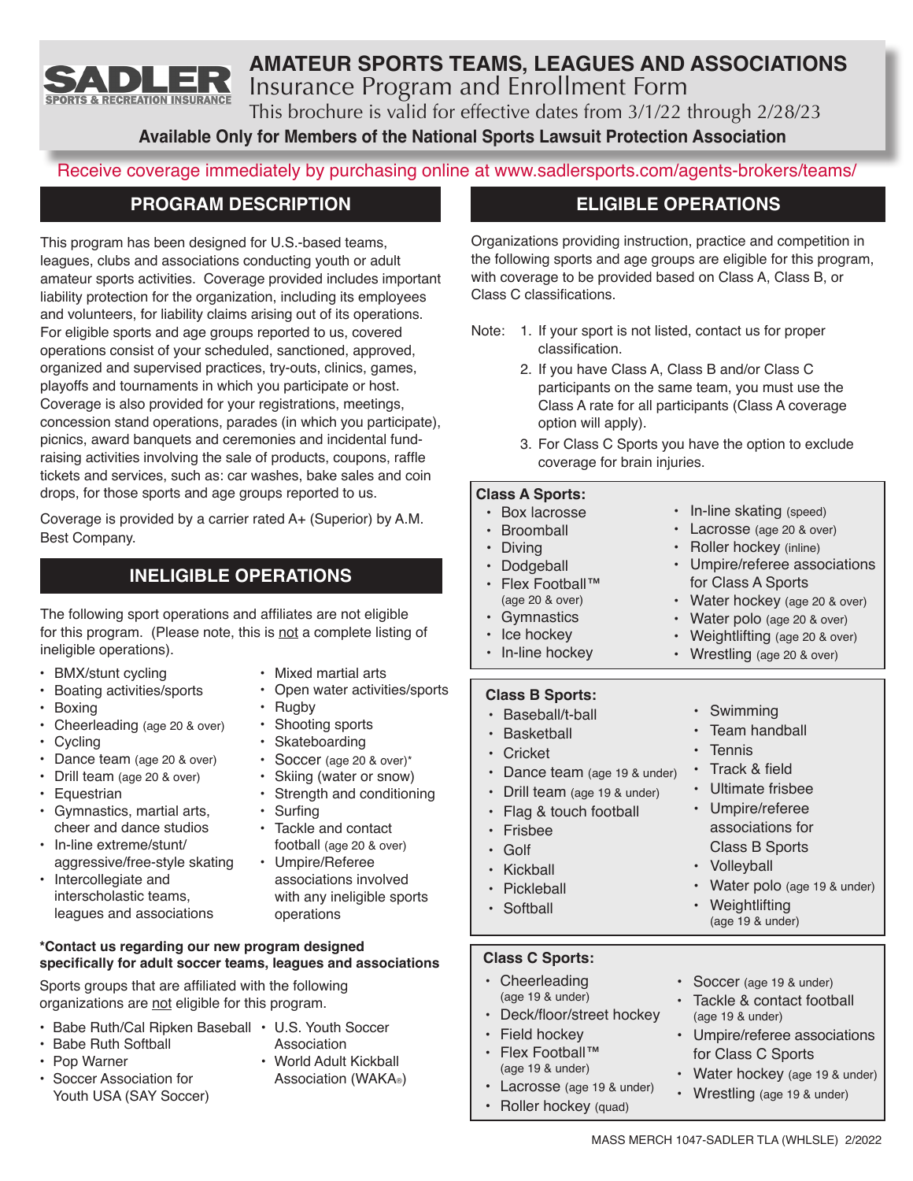SADLER SPORTS & RECREATION INSURANCE

# AMATEUR SPORTS TEAMS, LEAGUES AND ASSOCIATIONS

## Insurance Program and Enrollment Form

This brochure is valid for effective dates from 3/1/22 through 2/28/23

**Available Only for Members of the National Sports Lawsuit Protection Association**

Receive coverage immediately by purchasing online at www.sadlersports.com/agents-brokers/teams/

## PROGRAM DESCRIPTION

This program has been designed for U.S.-based teams, leagues, clubs and associations conducting youth or adult amateur sports activities. Coverage provided includes important liability protection for the organization, including its employees and volunteers, for liability claims arising out of its operations. For eligible sports and age groups reported to us, covered operations consist of your scheduled, sanctioned, approved, organized and supervised practices, try-outs, clinics, games, playoffs and tournaments in which you participate or host. Coverage is also provided for your registrations, meetings, concession stand operations, parades (in which you participate), picnics, award banquets and ceremonies and incidental fund-raising activities involving the sale of products, coupons, raffle tickets and services, such as: car washes, bake sales and coin drops, for those sports and age groups reported to us.

Coverage is provided by a carrier rated A+ (Superior) by A.M. Best Company.

## INELIGIBLE OPERATIONS

The following sport operations and affiliates are not eligible for this program. (Please note, this is not a complete listing of ineligible operations).

- BMX/stunt cycling
- Boating activities/sports
- Boxing
- Cheerleading (age 20 & over)
- Cycling
- Dance team (age 20 & over)
- Drill team (age 20 & over)
- Equestrian
- Gymnastics, martial arts, cheer and dance studios
- In-line extreme/stunt/aggressive/free-style skating
- Intercollegiate and interscholastic teams, leagues and associations
- Mixed martial arts
- Open water activities/sports
- Rugby
- Shooting sports
- Skateboarding
- Soccer (age 20 & over)*
- Skiing (water or snow)
- Strength and conditioning
- Surfing
- Tackle and contact football (age 20 & over)
- Umpire/Referee associations involved with any ineligible sports operations

**\*Contact us regarding our new program designed specifically for adult soccer teams, leagues and associations**

Sports groups that are affiliated with the following organizations are not eligible for this program.

- Babe Ruth/Cal Ripken Baseball
- Babe Ruth Softball
- Pop Warner
- Soccer Association for Youth USA (SAY Soccer)
- U.S. Youth Soccer Association
- World Adult Kickball Association (WAKA®)

## ELIGIBLE OPERATIONS

Organizations providing instruction, practice and competition in the following sports and age groups are eligible for this program, with coverage to be provided based on Class A, Class B, or Class C classifications.

Note:
1. If your sport is not listed, contact us for proper classification.
2. If you have Class A, Class B and/or Class C participants on the same team, you must use the Class A rate for all participants (Class A coverage option will apply).
3. For Class C Sports you have the option to exclude coverage for brain injuries.

**Class A Sports:**

- Box lacrosse
- Broomball
- Diving
- Dodgeball
- Flex Football™ (age 20 & over)
- Gymnastics
- Ice hockey
- In-line hockey
- In-line skating (speed)
- Lacrosse (age 20 & over)
- Roller hockey (inline)
- Umpire/referee associations for Class A Sports
- Water hockey (age 20 & over)
- Water polo (age 20 & over)
- Weightlifting (age 20 & over)
- Wrestling (age 20 & over)

**Class B Sports:**

- Baseball/t-ball
- Basketball
- Cricket
- Dance team (age 19 & under)
- Drill team (age 19 & under)
- Flag & touch football
- Frisbee
- Golf
- Kickball
- Pickleball
- Softball
- Swimming
- Team handball
- Tennis
- Track & field
- Ultimate frisbee
- Umpire/referee associations for Class B Sports
- Volleyball
- Water polo (age 19 & under)
- Weightlifting (age 19 & under)

**Class C Sports:**

- Cheerleading (age 19 & under)
- Deck/floor/street hockey
- Field hockey
- Flex Football™ (age 19 & under)
- Lacrosse (age 19 & under)
- Roller hockey (quad)
- Soccer (age 19 & under)
- Tackle & contact football (age 19 & under)
- Umpire/referee associations for Class C Sports
- Water hockey (age 19 & under)
- Wrestling (age 19 & under)

MASS MERCH 1047-SADLER TLA (WHLSLE) 2/2022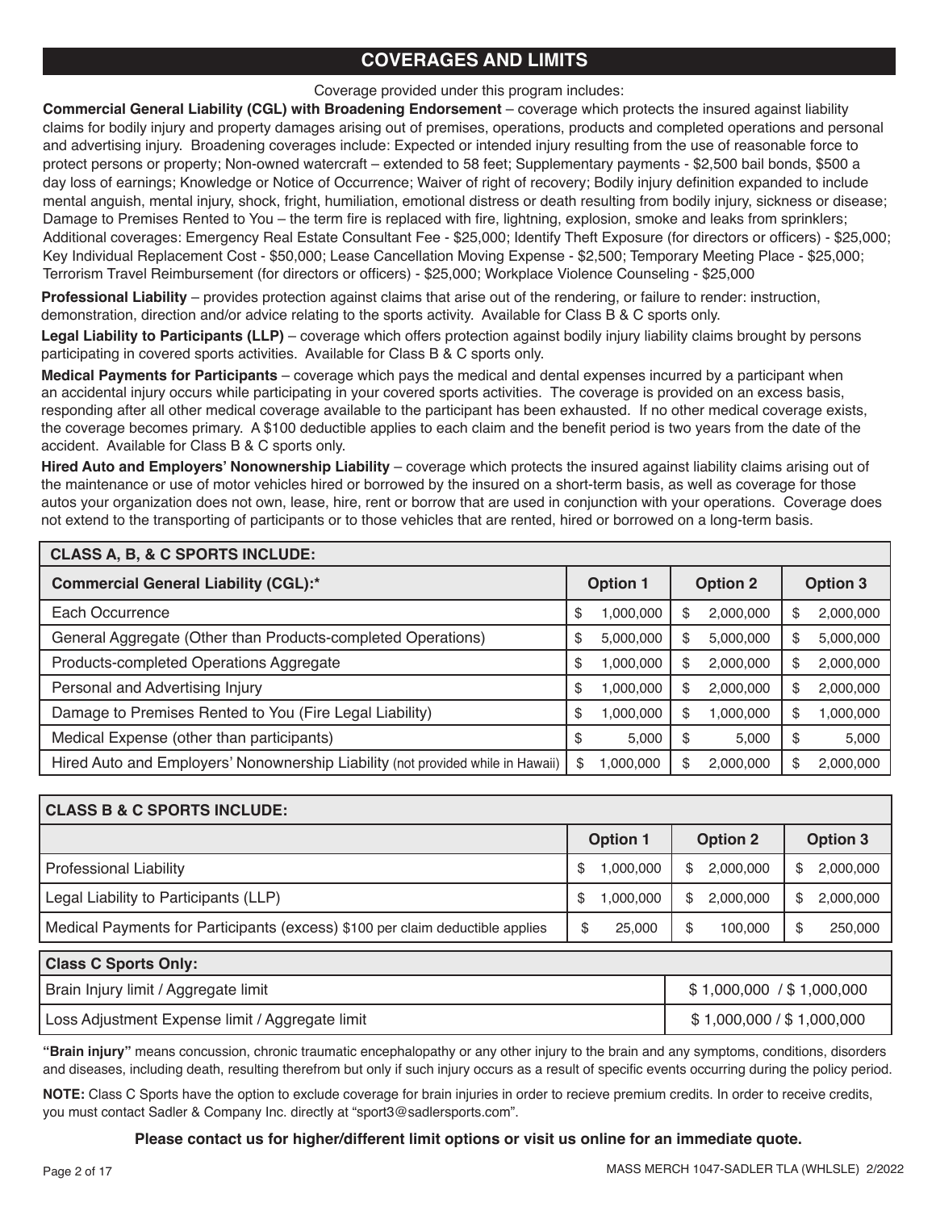## COVERAGES AND LIMITS

Coverage provided under this program includes:

**Commercial General Liability (CGL) with Broadening Endorsement** – coverage which protects the insured against liability claims for bodily injury and property damages arising out of premises, operations, products and completed operations and personal and advertising injury. Broadening coverages include: Expected or intended injury resulting from the use of reasonable force to protect persons or property; Non-owned watercraft – extended to 58 feet; Supplementary payments - $2,500 bail bonds, $500 a day loss of earnings; Knowledge or Notice of Occurrence; Waiver of right of recovery; Bodily injury definition expanded to include mental anguish, mental injury, shock, fright, humiliation, emotional distress or death resulting from bodily injury, sickness or disease; Damage to Premises Rented to You – the term fire is replaced with fire, lightning, explosion, smoke and leaks from sprinklers; Additional coverages: Emergency Real Estate Consultant Fee - $25,000; Identify Theft Exposure (for directors or officers) - $25,000; Key Individual Replacement Cost - $50,000; Lease Cancellation Moving Expense - $2,500; Temporary Meeting Place - $25,000; Terrorism Travel Reimbursement (for directors or officers) - $25,000; Workplace Violence Counseling - $25,000

**Professional Liability** – provides protection against claims that arise out of the rendering, or failure to render: instruction, demonstration, direction and/or advice relating to the sports activity. Available for Class B & C sports only.

**Legal Liability to Participants (LLP)** – coverage which offers protection against bodily injury liability claims brought by persons participating in covered sports activities. Available for Class B & C sports only.

**Medical Payments for Participants** – coverage which pays the medical and dental expenses incurred by a participant when an accidental injury occurs while participating in your covered sports activities. The coverage is provided on an excess basis, responding after all other medical coverage available to the participant has been exhausted. If no other medical coverage exists, the coverage becomes primary. A $100 deductible applies to each claim and the benefit period is two years from the date of the accident. Available for Class B & C sports only.

**Hired Auto and Employers' Nonownership Liability** – coverage which protects the insured against liability claims arising out of the maintenance or use of motor vehicles hired or borrowed by the insured on a short-term basis, as well as coverage for those autos your organization does not own, lease, hire, rent or borrow that are used in conjunction with your operations. Coverage does not extend to the transporting of participants or to those vehicles that are rented, hired or borrowed on a long-term basis.

| CLASS A, B, & C SPORTS INCLUDE: | | | |
|---|---|---|---|
| **Commercial General Liability (CGL):*** | **Option 1** | **Option 2** | **Option 3** |
| Each Occurrence | $ 1,000,000 | $ 2,000,000 | $ 2,000,000 |
| General Aggregate (Other than Products-completed Operations) | $ 5,000,000 | $ 5,000,000 | $ 5,000,000 |
| Products-completed Operations Aggregate | $ 1,000,000 | $ 2,000,000 | $ 2,000,000 |
| Personal and Advertising Injury | $ 1,000,000 | $ 2,000,000 | $ 2,000,000 |
| Damage to Premises Rented to You (Fire Legal Liability) | $ 1,000,000 | $ 1,000,000 | $ 1,000,000 |
| Medical Expense (other than participants) | $ 5,000 | $ 5,000 | $ 5,000 |
| Hired Auto and Employers' Nonownership Liability (not provided while in Hawaii) | $ 1,000,000 | $ 2,000,000 | $ 2,000,000 |

| CLASS B & C SPORTS INCLUDE: | | | |
|---|---|---|---|
| | **Option 1** | **Option 2** | **Option 3** |
| Professional Liability | $ 1,000,000 | $ 2,000,000 | $ 2,000,000 |
| Legal Liability to Participants (LLP) | $ 1,000,000 | $ 2,000,000 | $ 2,000,000 |
| Medical Payments for Participants (excess) $100 per claim deductible applies | $ 25,000 | $ 100,000 | $ 250,000 |

| Class C Sports Only: | |
|---|---|
| Brain Injury limit / Aggregate limit | $ 1,000,000 / $ 1,000,000 |
| Loss Adjustment Expense limit / Aggregate limit | $ 1,000,000 / $ 1,000,000 |

**"Brain injury"** means concussion, chronic traumatic encephalopathy or any other injury to the brain and any symptoms, conditions, disorders and diseases, including death, resulting therefrom but only if such injury occurs as a result of specific events occurring during the policy period.

**NOTE:** Class C Sports have the option to exclude coverage for brain injuries in order to recieve premium credits. In order to receive credits, you must contact Sadler & Company Inc. directly at "sport3@sadlersports.com".

**Please contact us for higher/different limit options or visit us online for an immediate quote.**

MASS MERCH 1047-SADLER TLA (WHLSLE) 2/2022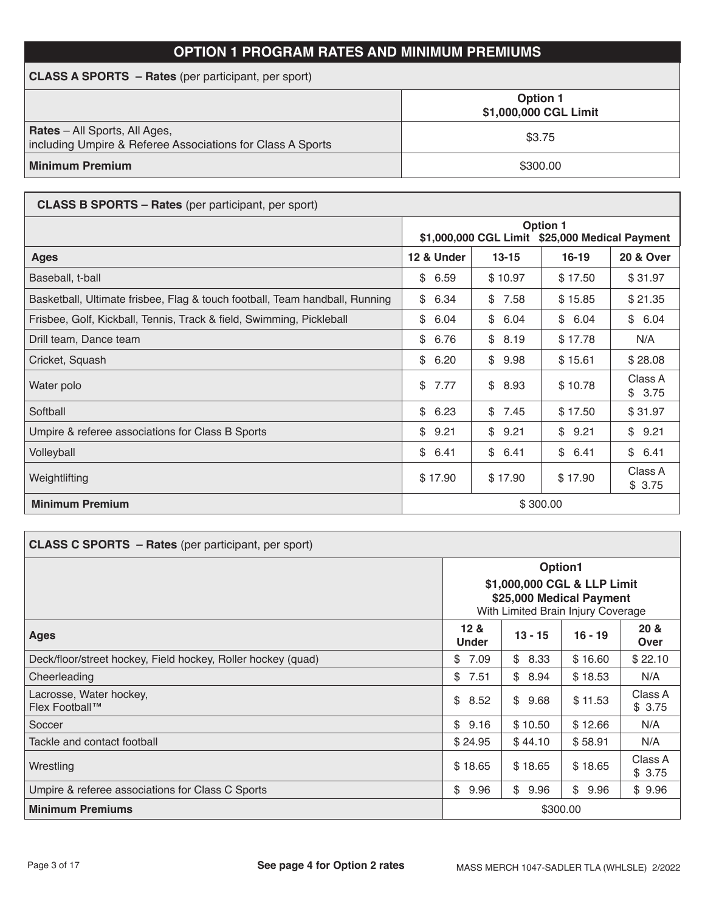# OPTION 1 PROGRAM RATES AND MINIMUM PREMIUMS

**CLASS A SPORTS – Rates** (per participant, per sport)

| | Option 1<br>$1,000,000 CGL Limit |
|---|---|
| **Rates** – All Sports, All Ages, including Umpire & Referee Associations for Class A Sports | $3.75 |
| **Minimum Premium** | $300.00 |

**CLASS B SPORTS – Rates** (per participant, per sport)

| | Option 1<br>$1,000,000 CGL Limit $25,000 Medical Payment | | | |
|---|---|---|---|---|
| **Ages** | **12 & Under** | **13-15** | **16-19** | **20 & Over** |
| Baseball, t-ball | $ 6.59 | $ 10.97 | $ 17.50 | $ 31.97 |
| Basketball, Ultimate frisbee, Flag & touch football, Team handball, Running | $ 6.34 | $ 7.58 | $ 15.85 | $ 21.35 |
| Frisbee, Golf, Kickball, Tennis, Track & field, Swimming, Pickleball | $ 6.04 | $ 6.04 | $ 6.04 | $ 6.04 |
| Drill team, Dance team | $ 6.76 | $ 8.19 | $ 17.78 | N/A |
| Cricket, Squash | $ 6.20 | $ 9.98 | $ 15.61 | $ 28.08 |
| Water polo | $ 7.77 | $ 8.93 | $ 10.78 | Class A $ 3.75 |
| Softball | $ 6.23 | $ 7.45 | $ 17.50 | $ 31.97 |
| Umpire & referee associations for Class B Sports | $ 9.21 | $ 9.21 | $ 9.21 | $ 9.21 |
| Volleyball | $ 6.41 | $ 6.41 | $ 6.41 | $ 6.41 |
| Weightlifting | $ 17.90 | $ 17.90 | $ 17.90 | Class A $ 3.75 |
| **Minimum Premium** | $ 300.00 | | | |

**CLASS C SPORTS – Rates** (per participant, per sport)

| | Option1<br>$1,000,000 CGL & LLP Limit<br>$25,000 Medical Payment<br>With Limited Brain Injury Coverage | | | |
|---|---|---|---|---|
| **Ages** | **12 & Under** | **13 - 15** | **16 - 19** | **20 & Over** |
| Deck/floor/street hockey, Field hockey, Roller hockey (quad) | $ 7.09 | $ 8.33 | $ 16.60 | $ 22.10 |
| Cheerleading | $ 7.51 | $ 8.94 | $ 18.53 | N/A |
| Lacrosse, Water hockey, Flex Football™ | $ 8.52 | $ 9.68 | $ 11.53 | Class A $ 3.75 |
| Soccer | $ 9.16 | $ 10.50 | $ 12.66 | N/A |
| Tackle and contact football | $ 24.95 | $ 44.10 | $ 58.91 | N/A |
| Wrestling | $ 18.65 | $ 18.65 | $ 18.65 | Class A $ 3.75 |
| Umpire & referee associations for Class C Sports | $ 9.96 | $ 9.96 | $ 9.96 | $ 9.96 |
| **Minimum Premiums** | $300.00 | | | |

**See page 4 for Option 2 rates**

MASS MERCH 1047-SADLER TLA (WHLSLE) 2/2022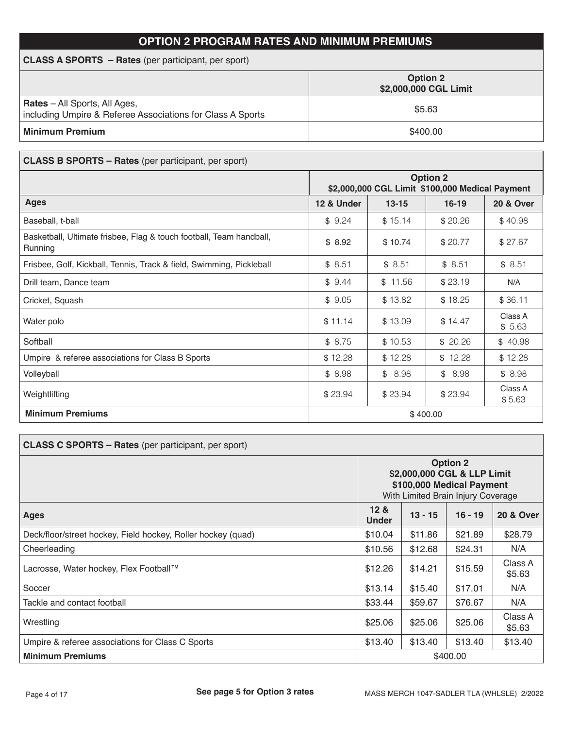# OPTION 2 PROGRAM RATES AND MINIMUM PREMIUMS

**CLASS A SPORTS – Rates** (per participant, per sport)

| | Option 2 $2,000,000 CGL Limit |
|---|---|
| **Rates** – All Sports, All Ages, including Umpire & Referee Associations for Class A Sports | $5.63 |
| **Minimum Premium** | $400.00 |

**CLASS B SPORTS – Rates** (per participant, per sport)

| | Option 2 $2,000,000 CGL Limit $100,000 Medical Payment | | | |
|---|---|---|---|---|
| **Ages** | **12 & Under** | **13-15** | **16-19** | **20 & Over** |
| Baseball, t-ball | $ 9.24 | $ 15.14 | $ 20.26 | $ 40.98 |
| Basketball, Ultimate frisbee, Flag & touch football, Team handball, Running | $ 8.92 | $ 10.74 | $ 20.77 | $ 27.67 |
| Frisbee, Golf, Kickball, Tennis, Track & field, Swimming, Pickleball | $ 8.51 | $ 8.51 | $ 8.51 | $ 8.51 |
| Drill team, Dance team | $ 9.44 | $ 11.56 | $ 23.19 | N/A |
| Cricket, Squash | $ 9.05 | $ 13.82 | $ 18.25 | $ 36.11 |
| Water polo | $ 11.14 | $ 13.09 | $ 14.47 | Class A $ 5.63 |
| Softball | $ 8.75 | $ 10.53 | $ 20.26 | $ 40.98 |
| Umpire & referee associations for Class B Sports | $ 12.28 | $ 12.28 | $ 12.28 | $ 12.28 |
| Volleyball | $ 8.98 | $ 8.98 | $ 8.98 | $ 8.98 |
| Weightlifting | $ 23.94 | $ 23.94 | $ 23.94 | Class A $ 5.63 |
| **Minimum Premiums** | $ 400.00 | | | |

**CLASS C SPORTS – Rates** (per participant, per sport)

| | Option 2 $2,000,000 CGL & LLP Limit $100,000 Medical Payment With Limited Brain Injury Coverage | | | |
|---|---|---|---|---|
| **Ages** | **12 & Under** | **13 - 15** | **16 - 19** | **20 & Over** |
| Deck/floor/street hockey, Field hockey, Roller hockey (quad) | $10.04 | $11.86 | $21.89 | $28.79 |
| Cheerleading | $10.56 | $12.68 | $24.31 | N/A |
| Lacrosse, Water hockey, Flex Football™ | $12.26 | $14.21 | $15.59 | Class A $5.63 |
| Soccer | $13.14 | $15.40 | $17.01 | N/A |
| Tackle and contact football | $33.44 | $59.67 | $76.67 | N/A |
| Wrestling | $25.06 | $25.06 | $25.06 | Class A $5.63 |
| Umpire & referee associations for Class C Sports | $13.40 | $13.40 | $13.40 | $13.40 |
| **Minimum Premiums** | $400.00 | | | |

**See page 5 for Option 3 rates**

MASS MERCH 1047-SADLER TLA (WHLSLE) 2/2022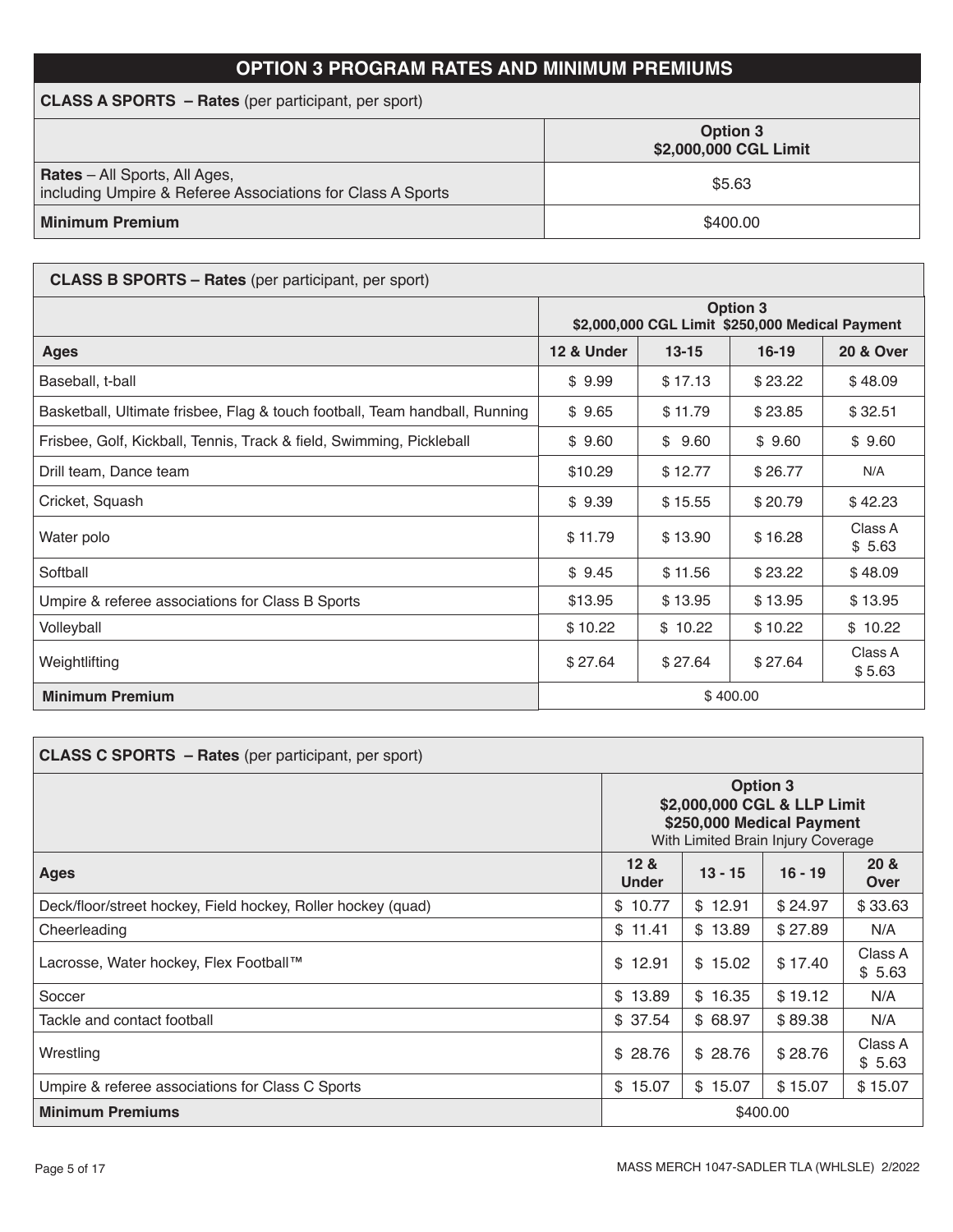# OPTION 3 PROGRAM RATES AND MINIMUM PREMIUMS

| **CLASS A SPORTS – Rates** (per participant, per sport) | |
|---|---|
| | **Option 3 $2,000,000 CGL Limit** |
| **Rates** – All Sports, All Ages, including Umpire & Referee Associations for Class A Sports | $5.63 |
| **Minimum Premium** | $400.00 |

| **CLASS B SPORTS – Rates** (per participant, per sport) | | | | |
|---|---|---|---|---|
| | **Option 3 $2,000,000 CGL Limit $250,000 Medical Payment** | | | |
| **Ages** | **12 & Under** | **13-15** | **16-19** | **20 & Over** |
| Baseball, t-ball | $ 9.99 | $ 17.13 | $ 23.22 | $ 48.09 |
| Basketball, Ultimate frisbee, Flag & touch football, Team handball, Running | $ 9.65 | $ 11.79 | $ 23.85 | $ 32.51 |
| Frisbee, Golf, Kickball, Tennis, Track & field, Swimming, Pickleball | $ 9.60 | $ 9.60 | $ 9.60 | $ 9.60 |
| Drill team, Dance team | $10.29 | $ 12.77 | $ 26.77 | N/A |
| Cricket, Squash | $ 9.39 | $ 15.55 | $ 20.79 | $ 42.23 |
| Water polo | $ 11.79 | $ 13.90 | $ 16.28 | Class A $ 5.63 |
| Softball | $ 9.45 | $ 11.56 | $ 23.22 | $ 48.09 |
| Umpire & referee associations for Class B Sports | $13.95 | $ 13.95 | $ 13.95 | $ 13.95 |
| Volleyball | $ 10.22 | $ 10.22 | $ 10.22 | $ 10.22 |
| Weightlifting | $ 27.64 | $ 27.64 | $ 27.64 | Class A $ 5.63 |
| **Minimum Premium** | $ 400.00 | | | |

| **CLASS C SPORTS – Rates** (per participant, per sport) | | | | |
|---|---|---|---|---|
| | **Option 3 $2,000,000 CGL & LLP Limit $250,000 Medical Payment** With Limited Brain Injury Coverage | | | |
| **Ages** | **12 & Under** | **13 - 15** | **16 - 19** | **20 & Over** |
| Deck/floor/street hockey, Field hockey, Roller hockey (quad) | $ 10.77 | $ 12.91 | $ 24.97 | $ 33.63 |
| Cheerleading | $ 11.41 | $ 13.89 | $ 27.89 | N/A |
| Lacrosse, Water hockey, Flex Football™ | $ 12.91 | $ 15.02 | $ 17.40 | Class A $ 5.63 |
| Soccer | $ 13.89 | $ 16.35 | $ 19.12 | N/A |
| Tackle and contact football | $ 37.54 | $ 68.97 | $ 89.38 | N/A |
| Wrestling | $ 28.76 | $ 28.76 | $ 28.76 | Class A $ 5.63 |
| Umpire & referee associations for Class C Sports | $ 15.07 | $ 15.07 | $ 15.07 | $ 15.07 |
| **Minimum Premiums** | $400.00 | | | |

MASS MERCH 1047-SADLER TLA (WHLSLE) 2/2022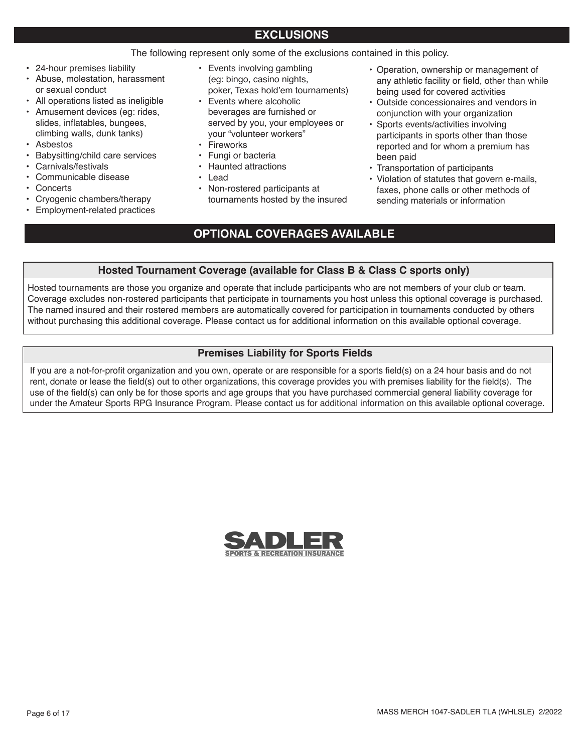## EXCLUSIONS

The following represent only some of the exclusions contained in this policy.

- 24-hour premises liability
- Abuse, molestation, harassment or sexual conduct
- All operations listed as ineligible
- Amusement devices (eg: rides, slides, inflatables, bungees, climbing walls, dunk tanks)
- Asbestos
- Babysitting/child care services
- Carnivals/festivals
- Communicable disease
- Concerts
- Cryogenic chambers/therapy
- Employment-related practices
- Events involving gambling (eg: bingo, casino nights, poker, Texas hold'em tournaments)
- Events where alcoholic beverages are furnished or served by you, your employees or your "volunteer workers"
- Fireworks
- Fungi or bacteria
- Haunted attractions
- Lead
- Non-rostered participants at tournaments hosted by the insured
- Operation, ownership or management of any athletic facility or field, other than while being used for covered activities
- Outside concessionaires and vendors in conjunction with your organization
- Sports events/activities involving participants in sports other than those reported and for whom a premium has been paid
- Transportation of participants
- Violation of statutes that govern e-mails, faxes, phone calls or other methods of sending materials or information

## OPTIONAL COVERAGES AVAILABLE

### Hosted Tournament Coverage (available for Class B & Class C sports only)

Hosted tournaments are those you organize and operate that include participants who are not members of your club or team. Coverage excludes non-rostered participants that participate in tournaments you host unless this optional coverage is purchased. The named insured and their rostered members are automatically covered for participation in tournaments conducted by others without purchasing this additional coverage. Please contact us for additional information on this available optional coverage.

### Premises Liability for Sports Fields

If you are a not-for-profit organization and you own, operate or are responsible for a sports field(s) on a 24 hour basis and do not rent, donate or lease the field(s) out to other organizations, this coverage provides you with premises liability for the field(s). The use of the field(s) can only be for those sports and age groups that you have purchased commercial general liability coverage for under the Amateur Sports RPG Insurance Program. Please contact us for additional information on this available optional coverage.

SADLER
SPORTS & RECREATION INSURANCE

MASS MERCH 1047-SADLER TLA (WHLSLE) 2/2022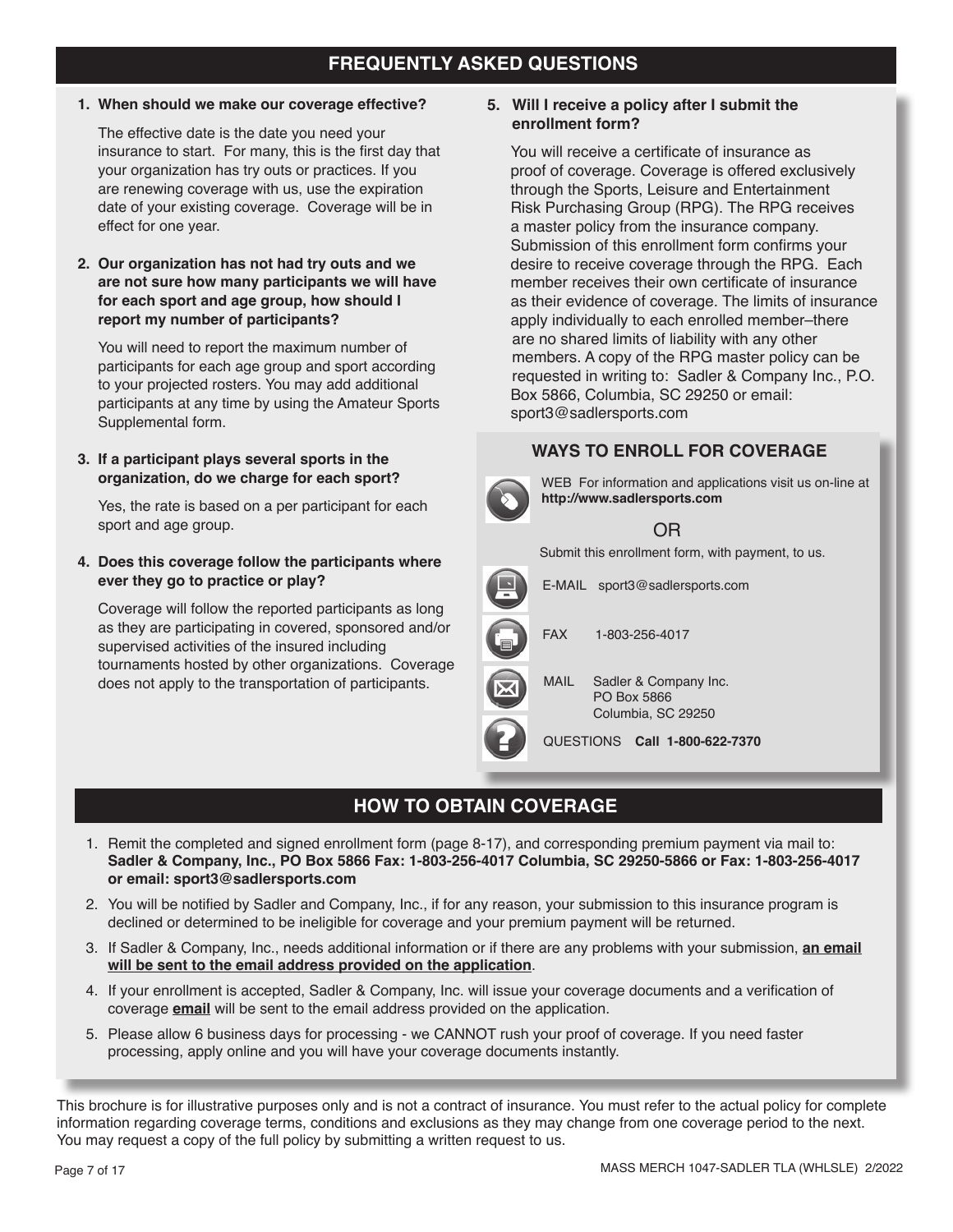## FREQUENTLY ASKED QUESTIONS

**1. When should we make our coverage effective?**

The effective date is the date you need your insurance to start. For many, this is the first day that your organization has try outs or practices. If you are renewing coverage with us, use the expiration date of your existing coverage. Coverage will be in effect for one year.

**2. Our organization has not had try outs and we are not sure how many participants we will have for each sport and age group, how should I report my number of participants?**

You will need to report the maximum number of participants for each age group and sport according to your projected rosters. You may add additional participants at any time by using the Amateur Sports Supplemental form.

**3. If a participant plays several sports in the organization, do we charge for each sport?**

Yes, the rate is based on a per participant for each sport and age group.

**4. Does this coverage follow the participants where ever they go to practice or play?**

Coverage will follow the reported participants as long as they are participating in covered, sponsored and/or supervised activities of the insured including tournaments hosted by other organizations. Coverage does not apply to the transportation of participants.

**5. Will I receive a policy after I submit the enrollment form?**

You will receive a certificate of insurance as proof of coverage. Coverage is offered exclusively through the Sports, Leisure and Entertainment Risk Purchasing Group (RPG). The RPG receives a master policy from the insurance company. Submission of this enrollment form confirms your desire to receive coverage through the RPG. Each member receives their own certificate of insurance as their evidence of coverage. The limits of insurance apply individually to each enrolled member–there are no shared limits of liability with any other members. A copy of the RPG master policy can be requested in writing to: Sadler & Company Inc., P.O. Box 5866, Columbia, SC 29250 or email: sport3@sadlersports.com

### WAYS TO ENROLL FOR COVERAGE

WEB For information and applications visit us on-line at **http://www.sadlersports.com**

OR

Submit this enrollment form, with payment, to us.

E-MAIL sport3@sadlersports.com

FAX 1-803-256-4017

MAIL Sadler & Company Inc.
PO Box 5866
Columbia, SC 29250

QUESTIONS **Call 1-800-622-7370**

## HOW TO OBTAIN COVERAGE

1. Remit the completed and signed enrollment form (page 8-17), and corresponding premium payment via mail to: **Sadler & Company, Inc., PO Box 5866 Fax: 1-803-256-4017 Columbia, SC 29250-5866 or Fax: 1-803-256-4017 or email: sport3@sadlersports.com**
2. You will be notified by Sadler and Company, Inc., if for any reason, your submission to this insurance program is declined or determined to be ineligible for coverage and your premium payment will be returned.
3. If Sadler & Company, Inc., needs additional information or if there are any problems with your submission, **an email will be sent to the email address provided on the application**.
4. If your enrollment is accepted, Sadler & Company, Inc. will issue your coverage documents and a verification of coverage **email** will be sent to the email address provided on the application.
5. Please allow 6 business days for processing - we CANNOT rush your proof of coverage. If you need faster processing, apply online and you will have your coverage documents instantly.

This brochure is for illustrative purposes only and is not a contract of insurance. You must refer to the actual policy for complete information regarding coverage terms, conditions and exclusions as they may change from one coverage period to the next. You may request a copy of the full policy by submitting a written request to us.

MASS MERCH 1047-SADLER TLA (WHLSLE) 2/2022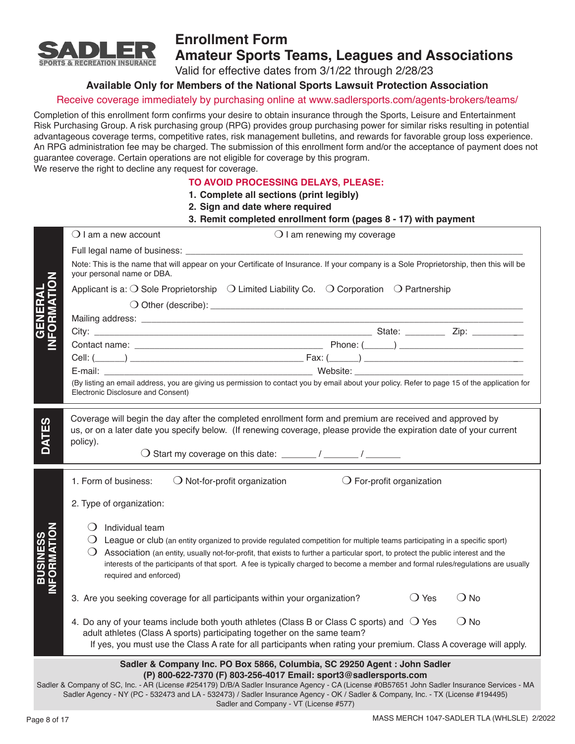**SADLER**
SPORTS & RECREATION INSURANCE

# Enrollment Form
## Amateur Sports Teams, Leagues and Associations

Valid for effective dates from 3/1/22 through 2/28/23

**Available Only for Members of the National Sports Lawsuit Protection Association**

Receive coverage immediately by purchasing online at www.sadlersports.com/agents-brokers/teams/

Completion of this enrollment form confirms your desire to obtain insurance through the Sports, Leisure and Entertainment Risk Purchasing Group. A risk purchasing group (RPG) provides group purchasing power for similar risks resulting in potential advantageous coverage terms, competitive rates, risk management bulletins, and rewards for favorable group loss experience. An RPG administration fee may be charged. The submission of this enrollment form and/or the acceptance of payment does not guarantee coverage. Certain operations are not eligible for coverage by this program.
We reserve the right to decline any request for coverage.

**TO AVOID PROCESSING DELAYS, PLEASE:**

1. **Complete all sections (print legibly)**
2. **Sign and date where required**
3. **Remit completed enrollment form (pages 8 - 17) with payment**

### GENERAL INFORMATION

❍ I am a new account ❍ I am renewing my coverage

Full legal name of business: ______________________________

Note: This is the name that will appear on your Certificate of Insurance. If your company is a Sole Proprietorship, then this will be your personal name or DBA.

Applicant is a: ❍ Sole Proprietorship ❍ Limited Liability Co. ❍ Corporation ❍ Partnership

❍ Other (describe): ______________________________

Mailing address: ______________________________

City: ____________________ State: ________ Zip: __________

Contact name: ____________________ Phone: (______) ____________________

Cell: (______) ____________________ Fax: (______) ____________________

E-mail: ____________________ Website: ____________________

(By listing an email address, you are giving us permission to contact you by email about your policy. Refer to page 15 of the application for Electronic Disclosure and Consent)

### DATES

Coverage will begin the day after the completed enrollment form and premium are received and approved by us, or on a later date you specify below. (If renewing coverage, please provide the expiration date of your current policy).

❍ Start my coverage on this date: _______ / _______ / _______

### BUSINESS INFORMATION

1. Form of business: ❍ Not-for-profit organization ❍ For-profit organization

2. Type of organization:

   ❍ Individual team
   ❍ League or club (an entity organized to provide regulated competition for multiple teams participating in a specific sport)
   ❍ Association (an entity, usually not-for-profit, that exists to further a particular sport, to protect the public interest and the interests of the participants of that sport. A fee is typically charged to become a member and formal rules/regulations are usually required and enforced)

3. Are you seeking coverage for all participants within your organization? ❍ Yes ❍ No

4. Do any of your teams include both youth athletes (Class B or Class C sports) and adult athletes (Class A sports) participating together on the same team? ❍ Yes ❍ No
   If yes, you must use the Class A rate for all participants when rating your premium. Class A coverage will apply.

**Sadler & Company Inc. PO Box 5866, Columbia, SC 29250 Agent : John Sadler**
**(P) 800-622-7370 (F) 803-256-4017 Email: sport3@sadlersports.com**

Sadler & Company of SC, Inc. - AR (License #254179) D/B/A Sadler Insurance Agency - CA (License #0B57651 John Sadler Insurance Services - MA Sadler Agency - NY (PC - 532473 and LA - 532473) / Sadler Insurance Agency - OK / Sadler & Company, Inc. - TX (License #194495) Sadler and Company - VT (License #577)

MASS MERCH 1047-SADLER TLA (WHLSLE) 2/2022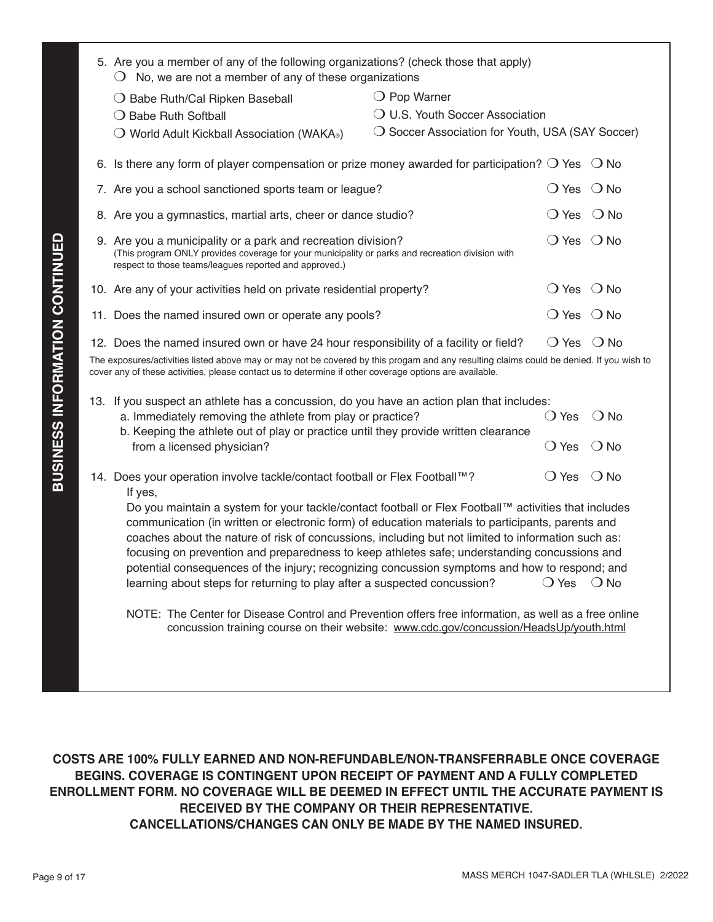## BUSINESS INFORMATION CONTINUED

5. Are you a member of any of the following organizations? (check those that apply)
   - ❍ No, we are not a member of any of these organizations
   - ❍ Babe Ruth/Cal Ripken Baseball
   - ❍ Babe Ruth Softball
   - ❍ World Adult Kickball Association (WAKA®)
   - ❍ Pop Warner
   - ❍ U.S. Youth Soccer Association
   - ❍ Soccer Association for Youth, USA (SAY Soccer)

6. Is there any form of player compensation or prize money awarded for participation? ❍ Yes ❍ No

7. Are you a school sanctioned sports team or league? ❍ Yes ❍ No

8. Are you a gymnastics, martial arts, cheer or dance studio? ❍ Yes ❍ No

9. Are you a municipality or a park and recreation division? ❍ Yes ❍ No
   (This program ONLY provides coverage for your municipality or parks and recreation division with respect to those teams/leagues reported and approved.)

10. Are any of your activities held on private residential property? ❍ Yes ❍ No

11. Does the named insured own or operate any pools? ❍ Yes ❍ No

12. Does the named insured own or have 24 hour responsibility of a facility or field? ❍ Yes ❍ No

The exposures/activities listed above may or may not be covered by this progam and any resulting claims could be denied. If you wish to cover any of these activities, please contact us to determine if other coverage options are available.

13. If you suspect an athlete has a concussion, do you have an action plan that includes:
    a. Immediately removing the athlete from play or practice? ❍ Yes ❍ No
    b. Keeping the athlete out of play or practice until they provide written clearance from a licensed physician? ❍ Yes ❍ No

14. Does your operation involve tackle/contact football or Flex Football™? ❍ Yes ❍ No
    If yes,
    Do you maintain a system for your tackle/contact football or Flex Football™ activities that includes communication (in written or electronic form) of education materials to participants, parents and coaches about the nature of risk of concussions, including but not limited to information such as: focusing on prevention and preparedness to keep athletes safe; understanding concussions and potential consequences of the injury; recognizing concussion symptoms and how to respond; and learning about steps for returning to play after a suspected concussion? ❍ Yes ❍ No

    NOTE: The Center for Disease Control and Prevention offers free information, as well as a free online concussion training course on their website: www.cdc.gov/concussion/HeadsUp/youth.html

**COSTS ARE 100% FULLY EARNED AND NON-REFUNDABLE/NON-TRANSFERRABLE ONCE COVERAGE BEGINS. COVERAGE IS CONTINGENT UPON RECEIPT OF PAYMENT AND A FULLY COMPLETED ENROLLMENT FORM. NO COVERAGE WILL BE DEEMED IN EFFECT UNTIL THE ACCURATE PAYMENT IS RECEIVED BY THE COMPANY OR THEIR REPRESENTATIVE.**
**CANCELLATIONS/CHANGES CAN ONLY BE MADE BY THE NAMED INSURED.**

MASS MERCH 1047-SADLER TLA (WHLSLE) 2/2022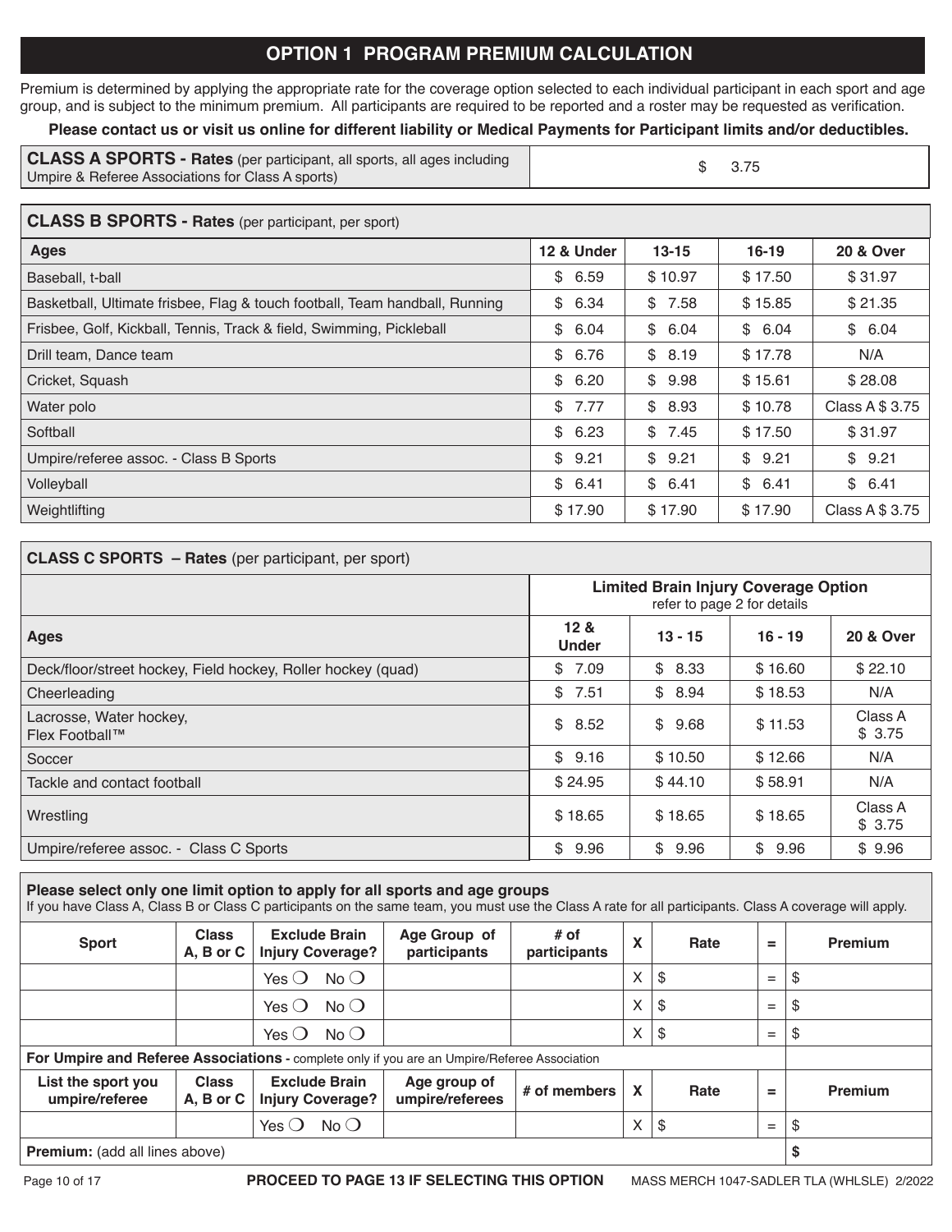# OPTION 1 PROGRAM PREMIUM CALCULATION

Premium is determined by applying the appropriate rate for the coverage option selected to each individual participant in each sport and age group, and is subject to the minimum premium. All participants are required to be reported and a roster may be requested as verification.

**Please contact us or visit us online for different liability or Medical Payments for Participant limits and/or deductibles.**

| **CLASS A SPORTS - Rates** (per participant, all sports, all ages including Umpire & Referee Associations for Class A sports) | $ 3.75 |
|---|---|

| **CLASS B SPORTS - Rates** (per participant, per sport) | | | | |
|---|---|---|---|---|
| **Ages** | **12 & Under** | **13-15** | **16-19** | **20 & Over** |
| Baseball, t-ball | $ 6.59 | $ 10.97 | $ 17.50 | $ 31.97 |
| Basketball, Ultimate frisbee, Flag & touch football, Team handball, Running | $ 6.34 | $ 7.58 | $ 15.85 | $ 21.35 |
| Frisbee, Golf, Kickball, Tennis, Track & field, Swimming, Pickleball | $ 6.04 | $ 6.04 | $ 6.04 | $ 6.04 |
| Drill team, Dance team | $ 6.76 | $ 8.19 | $ 17.78 | N/A |
| Cricket, Squash | $ 6.20 | $ 9.98 | $ 15.61 | $ 28.08 |
| Water polo | $ 7.77 | $ 8.93 | $ 10.78 | Class A $ 3.75 |
| Softball | $ 6.23 | $ 7.45 | $ 17.50 | $ 31.97 |
| Umpire/referee assoc. - Class B Sports | $ 9.21 | $ 9.21 | $ 9.21 | $ 9.21 |
| Volleyball | $ 6.41 | $ 6.41 | $ 6.41 | $ 6.41 |
| Weightlifting | $ 17.90 | $ 17.90 | $ 17.90 | Class A $ 3.75 |

| **CLASS C SPORTS – Rates** (per participant, per sport) | | | | |
|---|---|---|---|---|
| | **Limited Brain Injury Coverage Option** refer to page 2 for details | | | |
| **Ages** | **12 & Under** | **13 - 15** | **16 - 19** | **20 & Over** |
| Deck/floor/street hockey, Field hockey, Roller hockey (quad) | $ 7.09 | $ 8.33 | $ 16.60 | $ 22.10 |
| Cheerleading | $ 7.51 | $ 8.94 | $ 18.53 | N/A |
| Lacrosse, Water hockey, Flex Football™ | $ 8.52 | $ 9.68 | $ 11.53 | Class A $ 3.75 |
| Soccer | $ 9.16 | $ 10.50 | $ 12.66 | N/A |
| Tackle and contact football | $ 24.95 | $ 44.10 | $ 58.91 | N/A |
| Wrestling | $ 18.65 | $ 18.65 | $ 18.65 | Class A $ 3.75 |
| Umpire/referee assoc. - Class C Sports | $ 9.96 | $ 9.96 | $ 9.96 | $ 9.96 |

**Please select only one limit option to apply for all sports and age groups**

If you have Class A, Class B or Class C participants on the same team, you must use the Class A rate for all participants. Class A coverage will apply.

| Sport | Class A, B or C | Exclude Brain Injury Coverage? | Age Group of participants | # of participants | X | Rate | = | Premium |
|---|---|---|---|---|---|---|---|---|
| | | Yes ❍ No ❍ | | | X | $ | = | $ |
| | | Yes ❍ No ❍ | | | X | $ | = | $ |
| | | Yes ❍ No ❍ | | | X | $ | = | $ |
| **For Umpire and Referee Associations** - complete only if you are an Umpire/Referee Association | | | | | | | | |
| **List the sport you umpire/referee** | **Class A, B or C** | **Exclude Brain Injury Coverage?** | **Age group of umpire/referees** | **# of members** | **X** | **Rate** | **=** | **Premium** |
| | | Yes ❍ No ❍ | | | X | $ | = | $ |
| **Premium:** (add all lines above) | | | | | | | | **$** |

**PROCEED TO PAGE 13 IF SELECTING THIS OPTION**

MASS MERCH 1047-SADLER TLA (WHLSLE) 2/2022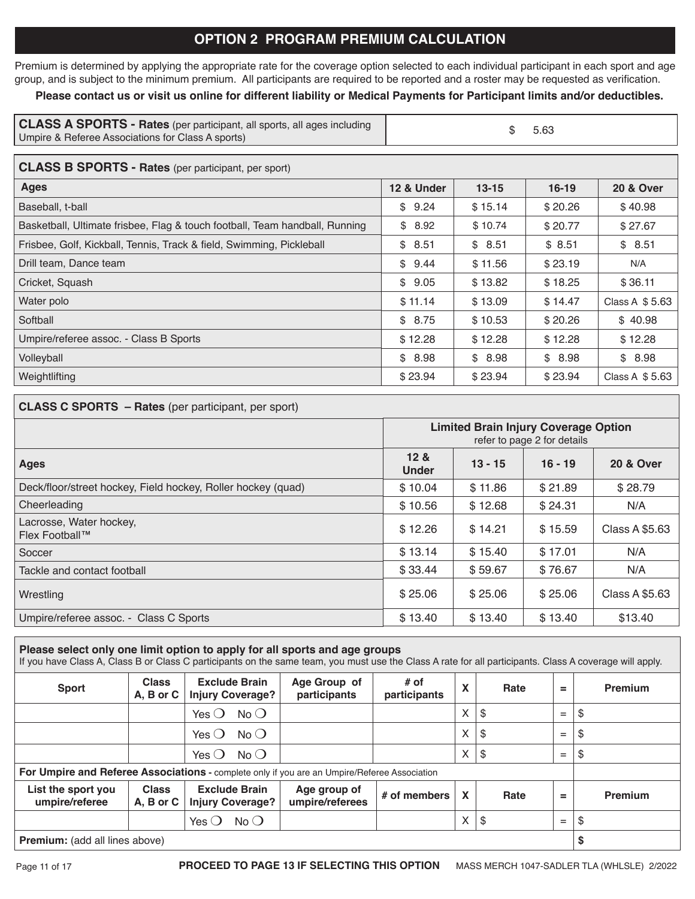## OPTION 2 PROGRAM PREMIUM CALCULATION

Premium is determined by applying the appropriate rate for the coverage option selected to each individual participant in each sport and age group, and is subject to the minimum premium. All participants are required to be reported and a roster may be requested as verification.

**Please contact us or visit us online for different liability or Medical Payments for Participant limits and/or deductibles.**

| **CLASS A SPORTS - Rates** (per participant, all sports, all ages including Umpire & Referee Associations for Class A sports) | $ 5.63 |
|---|---|

| **CLASS B SPORTS - Rates** (per participant, per sport) | | | | |
|---|---|---|---|---|
| **Ages** | **12 & Under** | **13-15** | **16-19** | **20 & Over** |
| Baseball, t-ball | $ 9.24 | $ 15.14 | $ 20.26 | $ 40.98 |
| Basketball, Ultimate frisbee, Flag & touch football, Team handball, Running | $ 8.92 | $ 10.74 | $ 20.77 | $ 27.67 |
| Frisbee, Golf, Kickball, Tennis, Track & field, Swimming, Pickleball | $ 8.51 | $ 8.51 | $ 8.51 | $ 8.51 |
| Drill team, Dance team | $ 9.44 | $ 11.56 | $ 23.19 | N/A |
| Cricket, Squash | $ 9.05 | $ 13.82 | $ 18.25 | $ 36.11 |
| Water polo | $ 11.14 | $ 13.09 | $ 14.47 | Class A $ 5.63 |
| Softball | $ 8.75 | $ 10.53 | $ 20.26 | $ 40.98 |
| Umpire/referee assoc. - Class B Sports | $ 12.28 | $ 12.28 | $ 12.28 | $ 12.28 |
| Volleyball | $ 8.98 | $ 8.98 | $ 8.98 | $ 8.98 |
| Weightlifting | $ 23.94 | $ 23.94 | $ 23.94 | Class A $ 5.63 |

| **CLASS C SPORTS – Rates** (per participant, per sport) | | | | |
|---|---|---|---|---|
| | **Limited Brain Injury Coverage Option** refer to page 2 for details | | | |
| **Ages** | **12 & Under** | **13 - 15** | **16 - 19** | **20 & Over** |
| Deck/floor/street hockey, Field hockey, Roller hockey (quad) | $ 10.04 | $ 11.86 | $ 21.89 | $ 28.79 |
| Cheerleading | $ 10.56 | $ 12.68 | $ 24.31 | N/A |
| Lacrosse, Water hockey, Flex Football™ | $ 12.26 | $ 14.21 | $ 15.59 | Class A $5.63 |
| Soccer | $ 13.14 | $ 15.40 | $ 17.01 | N/A |
| Tackle and contact football | $ 33.44 | $ 59.67 | $ 76.67 | N/A |
| Wrestling | $ 25.06 | $ 25.06 | $ 25.06 | Class A $5.63 |
| Umpire/referee assoc. - Class C Sports | $ 13.40 | $ 13.40 | $ 13.40 | $13.40 |

**Please select only one limit option to apply for all sports and age groups**
If you have Class A, Class B or Class C participants on the same team, you must use the Class A rate for all participants. Class A coverage will apply.

| Sport | Class A, B or C | Exclude Brain Injury Coverage? | Age Group of participants | # of participants | X | Rate | = | Premium |
|---|---|---|---|---|---|---|---|---|
| | | Yes ❍ No ❍ | | | X | $ | = | $ |
| | | Yes ❍ No ❍ | | | X | $ | = | $ |
| | | Yes ❍ No ❍ | | | X | $ | = | $ |
| **For Umpire and Referee Associations -** complete only if you are an Umpire/Referee Association | | | | | | | | |
| **List the sport you umpire/referee** | **Class A, B or C** | **Exclude Brain Injury Coverage?** | **Age group of umpire/referees** | **# of members** | **X** | **Rate** | **=** | **Premium** |
| | | Yes ❍ No ❍ | | | X | $ | = | $ |
| **Premium:** (add all lines above) | | | | | | | | **$** |

**PROCEED TO PAGE 13 IF SELECTING THIS OPTION** MASS MERCH 1047-SADLER TLA (WHLSLE) 2/2022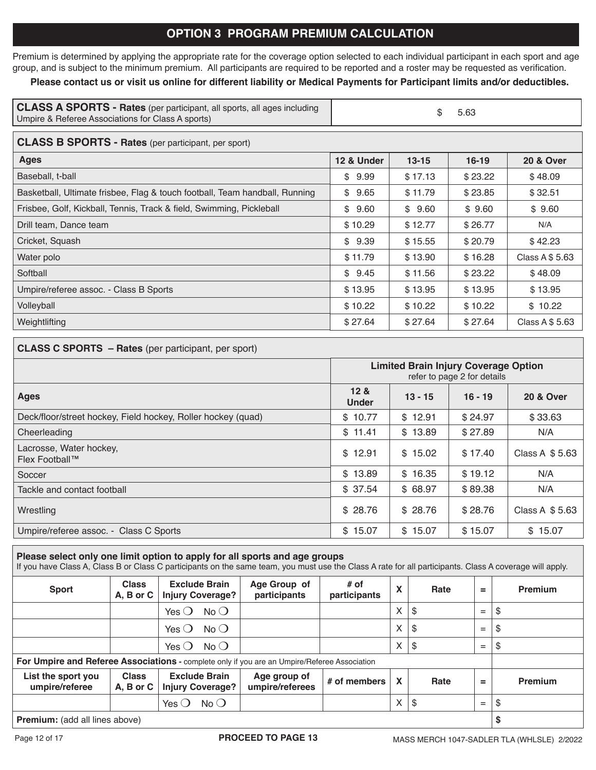# OPTION 3 PROGRAM PREMIUM CALCULATION

Premium is determined by applying the appropriate rate for the coverage option selected to each individual participant in each sport and age group, and is subject to the minimum premium. All participants are required to be reported and a roster may be requested as verification.

**Please contact us or visit us online for different liability or Medical Payments for Participant limits and/or deductibles.**

| **CLASS A SPORTS - Rates** (per participant, all sports, all ages including Umpire & Referee Associations for Class A sports) | $ 5.63 |
|---|---|

**CLASS B SPORTS - Rates** (per participant, per sport)

| Ages | 12 & Under | 13-15 | 16-19 | 20 & Over |
|---|---|---|---|---|
| Baseball, t-ball | $ 9.99 | $ 17.13 | $ 23.22 | $ 48.09 |
| Basketball, Ultimate frisbee, Flag & touch football, Team handball, Running | $ 9.65 | $ 11.79 | $ 23.85 | $ 32.51 |
| Frisbee, Golf, Kickball, Tennis, Track & field, Swimming, Pickleball | $ 9.60 | $ 9.60 | $ 9.60 | $ 9.60 |
| Drill team, Dance team | $ 10.29 | $ 12.77 | $ 26.77 | N/A |
| Cricket, Squash | $ 9.39 | $ 15.55 | $ 20.79 | $ 42.23 |
| Water polo | $ 11.79 | $ 13.90 | $ 16.28 | Class A $ 5.63 |
| Softball | $ 9.45 | $ 11.56 | $ 23.22 | $ 48.09 |
| Umpire/referee assoc. - Class B Sports | $ 13.95 | $ 13.95 | $ 13.95 | $ 13.95 |
| Volleyball | $ 10.22 | $ 10.22 | $ 10.22 | $ 10.22 |
| Weightlifting | $ 27.64 | $ 27.64 | $ 27.64 | Class A $ 5.63 |

**CLASS C SPORTS – Rates** (per participant, per sport)

| | **Limited Brain Injury Coverage Option** refer to page 2 for details | | | |
|---|---|---|---|---|
| **Ages** | **12 & Under** | **13 - 15** | **16 - 19** | **20 & Over** |
| Deck/floor/street hockey, Field hockey, Roller hockey (quad) | $ 10.77 | $ 12.91 | $ 24.97 | $ 33.63 |
| Cheerleading | $ 11.41 | $ 13.89 | $ 27.89 | N/A |
| Lacrosse, Water hockey, Flex Football™ | $ 12.91 | $ 15.02 | $ 17.40 | Class A $ 5.63 |
| Soccer | $ 13.89 | $ 16.35 | $ 19.12 | N/A |
| Tackle and contact football | $ 37.54 | $ 68.97 | $ 89.38 | N/A |
| Wrestling | $ 28.76 | $ 28.76 | $ 28.76 | Class A $ 5.63 |
| Umpire/referee assoc. - Class C Sports | $ 15.07 | $ 15.07 | $ 15.07 | $ 15.07 |

**Please select only one limit option to apply for all sports and age groups**

If you have Class A, Class B or Class C participants on the same team, you must use the Class A rate for all participants. Class A coverage will apply.

| Sport | Class A, B or C | Exclude Brain Injury Coverage? | Age Group of participants | # of participants | X | Rate | = | Premium |
|---|---|---|---|---|---|---|---|---|
| | | Yes ❍ No ❍ | | | X | $ | = | $ |
| | | Yes ❍ No ❍ | | | X | $ | = | $ |
| | | Yes ❍ No ❍ | | | X | $ | = | $ |
| **For Umpire and Referee Associations -** complete only if you are an Umpire/Referee Association | | | | | | | | |
| **List the sport you umpire/referee** | **Class A, B or C** | **Exclude Brain Injury Coverage?** | **Age group of umpire/referees** | **# of members** | **X** | **Rate** | **=** | **Premium** |
| | | Yes ❍ No ❍ | | | X | $ | = | $ |
| **Premium:** (add all lines above) | | | | | | | | **$** |

**PROCEED TO PAGE 13**

MASS MERCH 1047-SADLER TLA (WHLSLE) 2/2022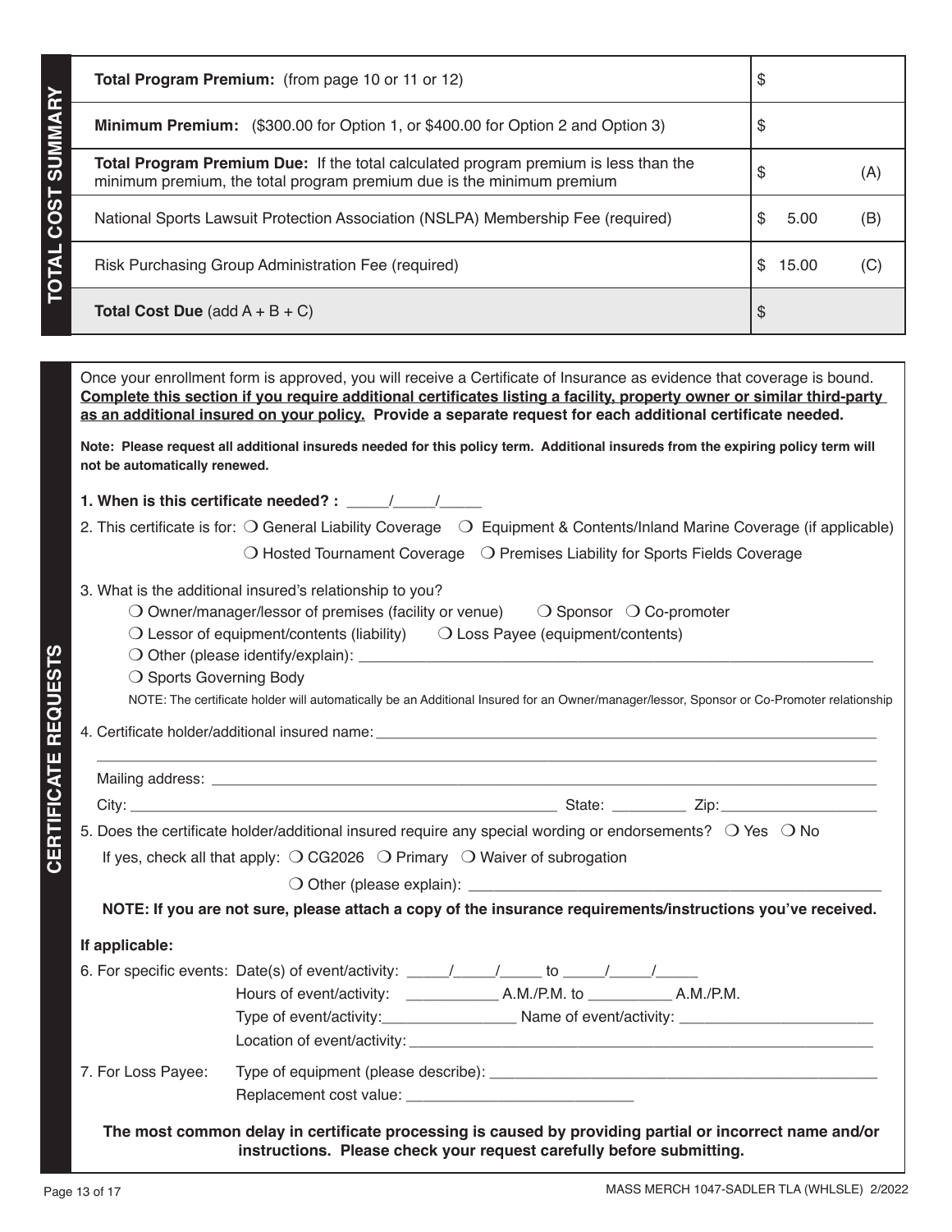## TOTAL COST SUMMARY

| | | |
|---|---|---|
| **Total Program Premium:** (from page 10 or 11 or 12) | $ | |
| **Minimum Premium:** ($300.00 for Option 1, or $400.00 for Option 2 and Option 3) | $ | |
| **Total Program Premium Due:** If the total calculated program premium is less than the minimum premium, the total program premium due is the minimum premium | $ | (A) |
| National Sports Lawsuit Protection Association (NSLPA) Membership Fee (required) | $ 5.00 | (B) |
| Risk Purchasing Group Administration Fee (required) | $ 15.00 | (C) |
| **Total Cost Due** (add A + B + C) | $ | |

## CERTIFICATE REQUESTS

Once your enrollment form is approved, you will receive a Certificate of Insurance as evidence that coverage is bound. **Complete this section if you require additional certificates listing a facility, property owner or similar third-party as an additional insured on your policy. Provide a separate request for each additional certificate needed.**

**Note: Please request all additional insureds needed for this policy term. Additional insureds from the expiring policy term will not be automatically renewed.**

**1. When is this certificate needed? :** _____/_____/_____

2. This certificate is for: ❍ General Liability Coverage ❍ Equipment & Contents/Inland Marine Coverage (if applicable) ❍ Hosted Tournament Coverage ❍ Premises Liability for Sports Fields Coverage

3. What is the additional insured's relationship to you?
   - ❍ Owner/manager/lessor of premises (facility or venue) ❍ Sponsor ❍ Co-promoter
   - ❍ Lessor of equipment/contents (liability) ❍ Loss Payee (equipment/contents)
   - ❍ Other (please identify/explain): ______________________________
   - ❍ Sports Governing Body

   NOTE: The certificate holder will automatically be an Additional Insured for an Owner/manager/lessor, Sponsor or Co-Promoter relationship

4. Certificate holder/additional insured name: ______________________________

   ______________________________

   Mailing address: ______________________________

   City: ______________________ State: _________ Zip: ______________

5. Does the certificate holder/additional insured require any special wording or endorsements? ❍ Yes ❍ No

   If yes, check all that apply: ❍ CG2026 ❍ Primary ❍ Waiver of subrogation

   ❍ Other (please explain): ______________________________

   **NOTE: If you are not sure, please attach a copy of the insurance requirements/instructions you've received.**

**If applicable:**

6. For specific events: Date(s) of event/activity: _____/_____/_____ to _____/_____/_____

   Hours of event/activity: ___________ A.M./P.M. to __________ A.M./P.M.

   Type of event/activity: ________________ Name of event/activity: ________________

   Location of event/activity: ______________________________

7. For Loss Payee: Type of equipment (please describe): ______________________________

   Replacement cost value: ___________________________

**The most common delay in certificate processing is caused by providing partial or incorrect name and/or instructions. Please check your request carefully before submitting.**

MASS MERCH 1047-SADLER TLA (WHLSLE) 2/2022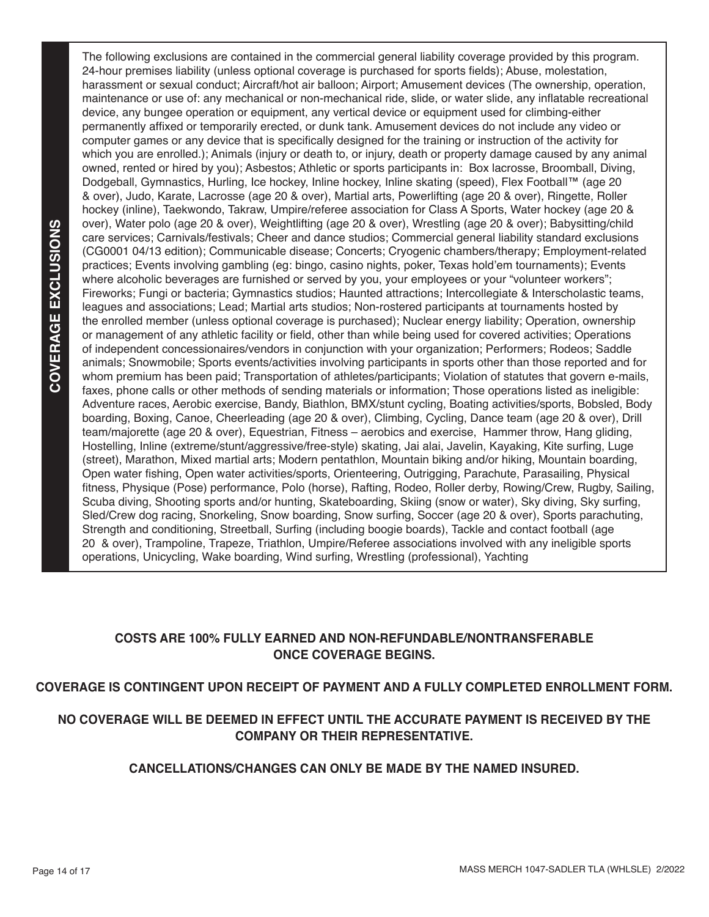## COVERAGE EXCLUSIONS

The following exclusions are contained in the commercial general liability coverage provided by this program. 24-hour premises liability (unless optional coverage is purchased for sports fields); Abuse, molestation, harassment or sexual conduct; Aircraft/hot air balloon; Airport; Amusement devices (The ownership, operation, maintenance or use of: any mechanical or non-mechanical ride, slide, or water slide, any inflatable recreational device, any bungee operation or equipment, any vertical device or equipment used for climbing-either permanently affixed or temporarily erected, or dunk tank. Amusement devices do not include any video or computer games or any device that is specifically designed for the training or instruction of the activity for which you are enrolled.); Animals (injury or death to, or injury, death or property damage caused by any animal owned, rented or hired by you); Asbestos; Athletic or sports participants in: Box lacrosse, Broomball, Diving, Dodgeball, Gymnastics, Hurling, Ice hockey, Inline hockey, Inline skating (speed), Flex Football™ (age 20 & over), Judo, Karate, Lacrosse (age 20 & over), Martial arts, Powerlifting (age 20 & over), Ringette, Roller hockey (inline), Taekwondo, Takraw, Umpire/referee association for Class A Sports, Water hockey (age 20 & over), Water polo (age 20 & over), Weightlifting (age 20 & over), Wrestling (age 20 & over); Babysitting/child care services; Carnivals/festivals; Cheer and dance studios; Commercial general liability standard exclusions (CG0001 04/13 edition); Communicable disease; Concerts; Cryogenic chambers/therapy; Employment-related practices; Events involving gambling (eg: bingo, casino nights, poker, Texas hold'em tournaments); Events where alcoholic beverages are furnished or served by you, your employees or your "volunteer workers"; Fireworks; Fungi or bacteria; Gymnastics studios; Haunted attractions; Intercollegiate & Interscholastic teams, leagues and associations; Lead; Martial arts studios; Non-rostered participants at tournaments hosted by the enrolled member (unless optional coverage is purchased); Nuclear energy liability; Operation, ownership or management of any athletic facility or field, other than while being used for covered activities; Operations of independent concessionaires/vendors in conjunction with your organization; Performers; Rodeos; Saddle animals; Snowmobile; Sports events/activities involving participants in sports other than those reported and for whom premium has been paid; Transportation of athletes/participants; Violation of statutes that govern e-mails, faxes, phone calls or other methods of sending materials or information; Those operations listed as ineligible: Adventure races, Aerobic exercise, Bandy, Biathlon, BMX/stunt cycling, Boating activities/sports, Bobsled, Body boarding, Boxing, Canoe, Cheerleading (age 20 & over), Climbing, Cycling, Dance team (age 20 & over), Drill team/majorette (age 20 & over), Equestrian, Fitness – aerobics and exercise, Hammer throw, Hang gliding, Hostelling, Inline (extreme/stunt/aggressive/free-style) skating, Jai alai, Javelin, Kayaking, Kite surfing, Luge (street), Marathon, Mixed martial arts; Modern pentathlon, Mountain biking and/or hiking, Mountain boarding, Open water fishing, Open water activities/sports, Orienteering, Outrigging, Parachute, Parasailing, Physical fitness, Physique (Pose) performance, Polo (horse), Rafting, Rodeo, Roller derby, Rowing/Crew, Rugby, Sailing, Scuba diving, Shooting sports and/or hunting, Skateboarding, Skiing (snow or water), Sky diving, Sky surfing, Sled/Crew dog racing, Snorkeling, Snow boarding, Snow surfing, Soccer (age 20 & over), Sports parachuting, Strength and conditioning, Streetball, Surfing (including boogie boards), Tackle and contact football (age 20 & over), Trampoline, Trapeze, Triathlon, Umpire/Referee associations involved with any ineligible sports operations, Unicycling, Wake boarding, Wind surfing, Wrestling (professional), Yachting

**COSTS ARE 100% FULLY EARNED AND NON-REFUNDABLE/NONTRANSFERABLE ONCE COVERAGE BEGINS.**

**COVERAGE IS CONTINGENT UPON RECEIPT OF PAYMENT AND A FULLY COMPLETED ENROLLMENT FORM.**

**NO COVERAGE WILL BE DEEMED IN EFFECT UNTIL THE ACCURATE PAYMENT IS RECEIVED BY THE COMPANY OR THEIR REPRESENTATIVE.**

**CANCELLATIONS/CHANGES CAN ONLY BE MADE BY THE NAMED INSURED.**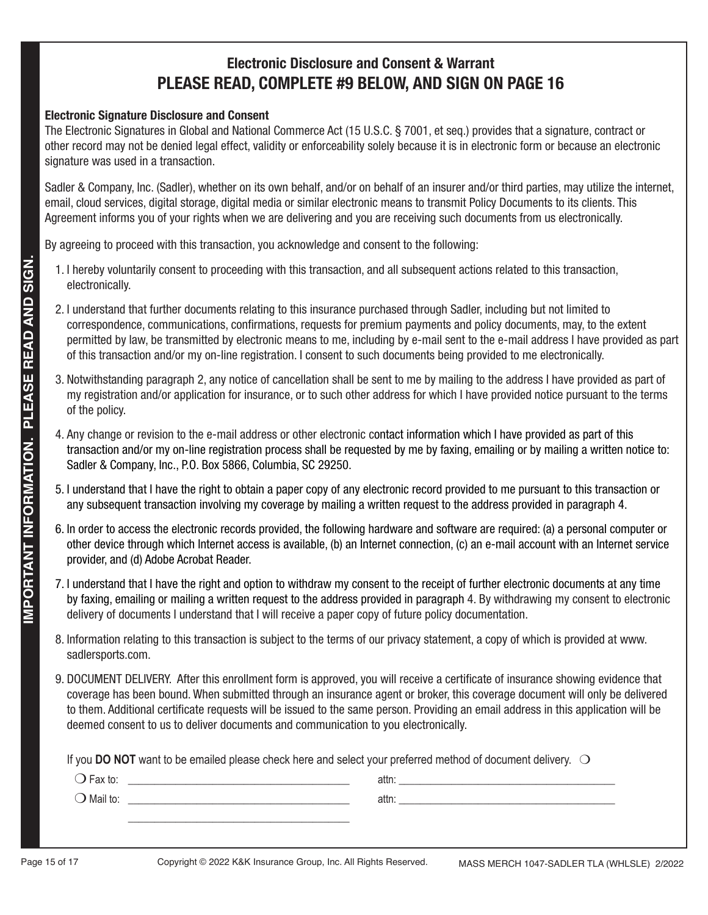**IMPORTANT INFORMATION. PLEASE READ AND SIGN.**

## Electronic Disclosure and Consent & Warrant
## PLEASE READ, COMPLETE #9 BELOW, AND SIGN ON PAGE 16

### Electronic Signature Disclosure and Consent

The Electronic Signatures in Global and National Commerce Act (15 U.S.C. § 7001, et seq.) provides that a signature, contract or other record may not be denied legal effect, validity or enforceability solely because it is in electronic form or because an electronic signature was used in a transaction.

Sadler & Company, Inc. (Sadler), whether on its own behalf, and/or on behalf of an insurer and/or third parties, may utilize the internet, email, cloud services, digital storage, digital media or similar electronic means to transmit Policy Documents to its clients. This Agreement informs you of your rights when we are delivering and you are receiving such documents from us electronically.

By agreeing to proceed with this transaction, you acknowledge and consent to the following:

1. I hereby voluntarily consent to proceeding with this transaction, and all subsequent actions related to this transaction, electronically.
2. I understand that further documents relating to this insurance purchased through Sadler, including but not limited to correspondence, communications, confirmations, requests for premium payments and policy documents, may, to the extent permitted by law, be transmitted by electronic means to me, including by e-mail sent to the e-mail address I have provided as part of this transaction and/or my on-line registration. I consent to such documents being provided to me electronically.
3. Notwithstanding paragraph 2, any notice of cancellation shall be sent to me by mailing to the address I have provided as part of my registration and/or application for insurance, or to such other address for which I have provided notice pursuant to the terms of the policy.
4. Any change or revision to the e-mail address or other electronic contact information which I have provided as part of this transaction and/or my on-line registration process shall be requested by me by faxing, emailing or by mailing a written notice to: Sadler & Company, Inc., P.O. Box 5866, Columbia, SC 29250.
5. I understand that I have the right to obtain a paper copy of any electronic record provided to me pursuant to this transaction or any subsequent transaction involving my coverage by mailing a written request to the address provided in paragraph 4.
6. In order to access the electronic records provided, the following hardware and software are required: (a) a personal computer or other device through which Internet access is available, (b) an Internet connection, (c) an e-mail account with an Internet service provider, and (d) Adobe Acrobat Reader.
7. I understand that I have the right and option to withdraw my consent to the receipt of further electronic documents at any time by faxing, emailing or mailing a written request to the address provided in paragraph 4. By withdrawing my consent to electronic delivery of documents I understand that I will receive a paper copy of future policy documentation.
8. Information relating to this transaction is subject to the terms of our privacy statement, a copy of which is provided at www.sadlersports.com.
9. DOCUMENT DELIVERY. After this enrollment form is approved, you will receive a certificate of insurance showing evidence that coverage has been bound. When submitted through an insurance agent or broker, this coverage document will only be delivered to them. Additional certificate requests will be issued to the same person. Providing an email address in this application will be deemed consent to us to deliver documents and communication to you electronically.

If you **DO NOT** want to be emailed please check here and select your preferred method of document delivery. ❍

❍ Fax to: ______________________________ attn: ______________________________

❍ Mail to: ______________________________ attn: ______________________________

______________________________

Copyright © 2022 K&K Insurance Group, Inc. All Rights Reserved. MASS MERCH 1047-SADLER TLA (WHLSLE) 2/2022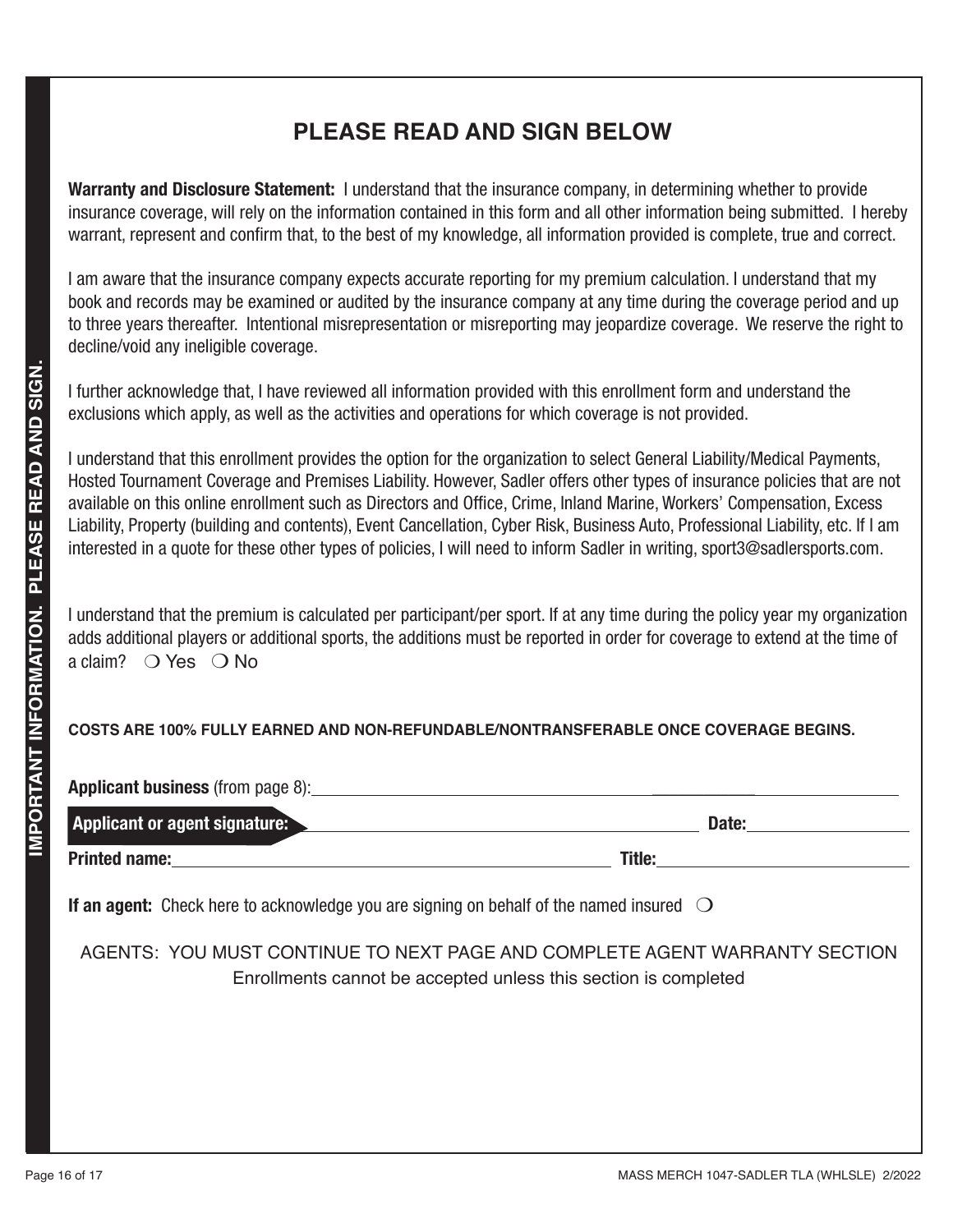IMPORTANT INFORMATION. PLEASE READ AND SIGN.

# PLEASE READ AND SIGN BELOW

**Warranty and Disclosure Statement:** I understand that the insurance company, in determining whether to provide insurance coverage, will rely on the information contained in this form and all other information being submitted. I hereby warrant, represent and confirm that, to the best of my knowledge, all information provided is complete, true and correct.

I am aware that the insurance company expects accurate reporting for my premium calculation. I understand that my book and records may be examined or audited by the insurance company at any time during the coverage period and up to three years thereafter. Intentional misrepresentation or misreporting may jeopardize coverage. We reserve the right to decline/void any ineligible coverage.

I further acknowledge that, I have reviewed all information provided with this enrollment form and understand the exclusions which apply, as well as the activities and operations for which coverage is not provided.

I understand that this enrollment provides the option for the organization to select General Liability/Medical Payments, Hosted Tournament Coverage and Premises Liability. However, Sadler offers other types of insurance policies that are not available on this online enrollment such as Directors and Office, Crime, Inland Marine, Workers' Compensation, Excess Liability, Property (building and contents), Event Cancellation, Cyber Risk, Business Auto, Professional Liability, etc. If I am interested in a quote for these other types of policies, I will need to inform Sadler in writing, sport3@sadlersports.com.

I understand that the premium is calculated per participant/per sport. If at any time during the policy year my organization adds additional players or additional sports, the additions must be reported in order for coverage to extend at the time of a claim? ❍ Yes ❍ No

**COSTS ARE 100% FULLY EARNED AND NON-REFUNDABLE/NONTRANSFERABLE ONCE COVERAGE BEGINS.**

**Applicant business** (from page 8): ______________________________

**Applicant or agent signature:** ______________________________ **Date:** ______________

**Printed name:** ______________________________ **Title:** ______________

**If an agent:** Check here to acknowledge you are signing on behalf of the named insured ❍

AGENTS: YOU MUST CONTINUE TO NEXT PAGE AND COMPLETE AGENT WARRANTY SECTION
Enrollments cannot be accepted unless this section is completed

MASS MERCH 1047-SADLER TLA (WHLSLE) 2/2022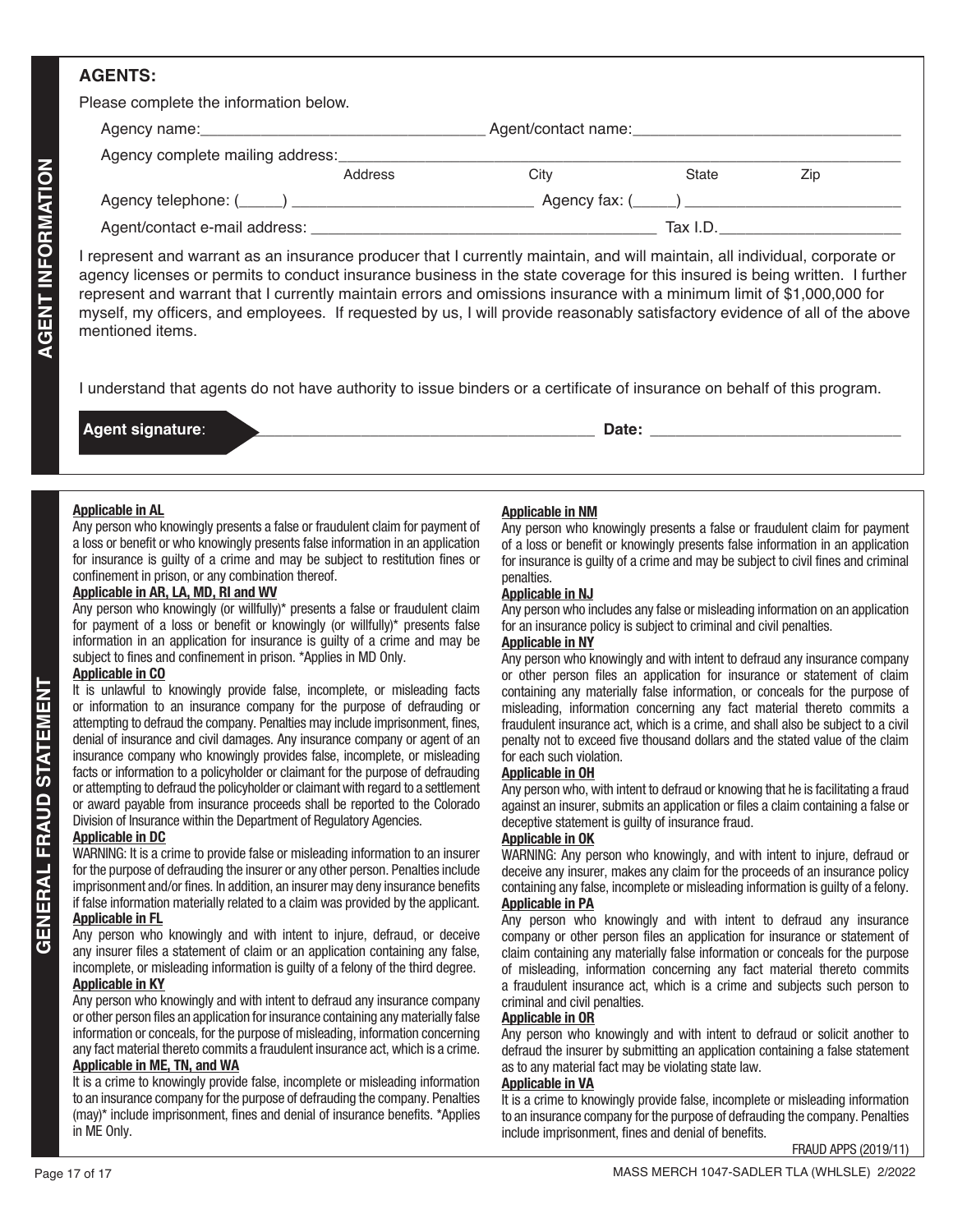## AGENT INFORMATION

### AGENTS:

Please complete the information below.

Agency name:______________________________ Agent/contact name:______________________________

Agency complete mailing address:________________________________________________________________

Address City State Zip

Agency telephone: (_____) ___________________________ Agency fax: (_____) __________________________

Agent/contact e-mail address: ________________________________________ Tax I.D.____________________

I represent and warrant as an insurance producer that I currently maintain, and will maintain, all individual, corporate or agency licenses or permits to conduct insurance business in the state coverage for this insured is being written. I further represent and warrant that I currently maintain errors and omissions insurance with a minimum limit of $1,000,000 for myself, my officers, and employees. If requested by us, I will provide reasonably satisfactory evidence of all of the above mentioned items.

I understand that agents do not have authority to issue binders or a certificate of insurance on behalf of this program.

**Agent signature**: ______________________________________ **Date:** ____________________________

## GENERAL FRAUD STATEMENT

**Applicable in AL**

Any person who knowingly presents a false or fraudulent claim for payment of a loss or benefit or who knowingly presents false information in an application for insurance is guilty of a crime and may be subject to restitution fines or confinement in prison, or any combination thereof.

**Applicable in AR, LA, MD, RI and WV**

Any person who knowingly (or willfully)* presents a false or fraudulent claim for payment of a loss or benefit or knowingly (or willfully)* presents false information in an application for insurance is guilty of a crime and may be subject to fines and confinement in prison. *Applies in MD Only.

**Applicable in CO**

It is unlawful to knowingly provide false, incomplete, or misleading facts or information to an insurance company for the purpose of defrauding or attempting to defraud the company. Penalties may include imprisonment, fines, denial of insurance and civil damages. Any insurance company or agent of an insurance company who knowingly provides false, incomplete, or misleading facts or information to a policyholder or claimant for the purpose of defrauding or attempting to defraud the policyholder or claimant with regard to a settlement or award payable from insurance proceeds shall be reported to the Colorado Division of Insurance within the Department of Regulatory Agencies.

**Applicable in DC**

WARNING: It is a crime to provide false or misleading information to an insurer for the purpose of defrauding the insurer or any other person. Penalties include imprisonment and/or fines. In addition, an insurer may deny insurance benefits if false information materially related to a claim was provided by the applicant.

**Applicable in FL**

Any person who knowingly and with intent to injure, defraud, or deceive any insurer files a statement of claim or an application containing any false, incomplete, or misleading information is guilty of a felony of the third degree.

**Applicable in KY**

Any person who knowingly and with intent to defraud any insurance company or other person files an application for insurance containing any materially false information or conceals, for the purpose of misleading, information concerning any fact material thereto commits a fraudulent insurance act, which is a crime.

**Applicable in ME, TN, and WA**

It is a crime to knowingly provide false, incomplete or misleading information to an insurance company for the purpose of defrauding the company. Penalties (may)* include imprisonment, fines and denial of insurance benefits. *Applies in ME Only.

**Applicable in NM**

Any person who knowingly presents a false or fraudulent claim for payment of a loss or benefit or knowingly presents false information in an application for insurance is guilty of a crime and may be subject to civil fines and criminal penalties.

**Applicable in NJ**

Any person who includes any false or misleading information on an application for an insurance policy is subject to criminal and civil penalties.

**Applicable in NY**

Any person who knowingly and with intent to defraud any insurance company or other person files an application for insurance or statement of claim containing any materially false information, or conceals for the purpose of misleading, information concerning any fact material thereto commits a fraudulent insurance act, which is a crime, and shall also be subject to a civil penalty not to exceed five thousand dollars and the stated value of the claim for each such violation.

**Applicable in OH**

Any person who, with intent to defraud or knowing that he is facilitating a fraud against an insurer, submits an application or files a claim containing a false or deceptive statement is guilty of insurance fraud.

**Applicable in OK**

WARNING: Any person who knowingly, and with intent to injure, defraud or deceive any insurer, makes any claim for the proceeds of an insurance policy containing any false, incomplete or misleading information is guilty of a felony.

**Applicable in PA**

Any person who knowingly and with intent to defraud any insurance company or other person files an application for insurance or statement of claim containing any materially false information or conceals for the purpose of misleading, information concerning any fact material thereto commits a fraudulent insurance act, which is a crime and subjects such person to criminal and civil penalties.

**Applicable in OR**

Any person who knowingly and with intent to defraud or solicit another to defraud the insurer by submitting an application containing a false statement as to any material fact may be violating state law.

**Applicable in VA**

It is a crime to knowingly provide false, incomplete or misleading information to an insurance company for the purpose of defrauding the company. Penalties include imprisonment, fines and denial of benefits.

FRAUD APPS (2019/11)

MASS MERCH 1047-SADLER TLA (WHLSLE) 2/2022